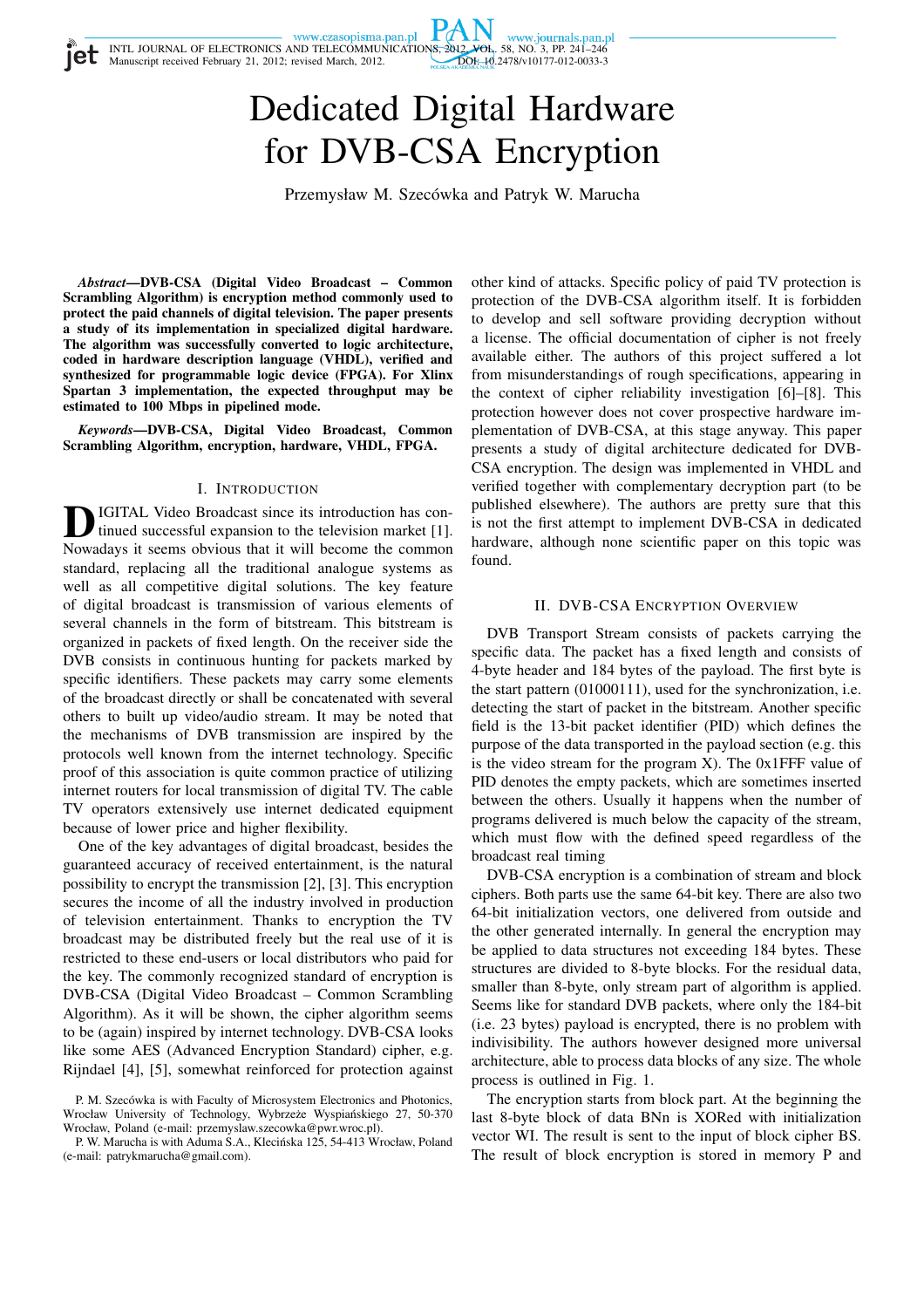# Dedicated Digital Hardware for DVB-CSA Encryption

Przemysław M. Szecówka and Patryk W. Marucha

***Abstract*—DVB-CSA (Digital Video Broadcast – Common Scrambling Algorithm) is encryption method commonly used to protect the paid channels of digital television. The paper presents a study of its implementation in specialized digital hardware. The algorithm was successfully converted to logic architecture, coded in hardware description language (VHDL), verified and synthesized for programmable logic device (FPGA). For Xlinx Spartan 3 implementation, the expected throughput may be estimated to 100 Mbps in pipelined mode.**

***Keywords*—DVB-CSA, Digital Video Broadcast, Common Scrambling Algorithm, encryption, hardware, VHDL, FPGA.**

## I. Introduction

DIGITAL Video Broadcast since its introduction has continued successful expansion to the television market [1]. Nowadays it seems obvious that it will become the common standard, replacing all the traditional analogue systems as well as all competitive digital solutions. The key feature of digital broadcast is transmission of various elements of several channels in the form of bitstream. This bitstream is organized in packets of fixed length. On the receiver side the DVB consists in continuous hunting for packets marked by specific identifiers. These packets may carry some elements of the broadcast directly or shall be concatenated with several others to built up video/audio stream. It may be noted that the mechanisms of DVB transmission are inspired by the protocols well known from the internet technology. Specific proof of this association is quite common practice of utilizing internet routers for local transmission of digital TV. The cable TV operators extensively use internet dedicated equipment because of lower price and higher flexibility.

One of the key advantages of digital broadcast, besides the guaranteed accuracy of received entertainment, is the natural possibility to encrypt the transmission [2], [3]. This encryption secures the income of all the industry involved in production of television entertainment. Thanks to encryption the TV broadcast may be distributed freely but the real use of it is restricted to these end-users or local distributors who paid for the key. The commonly recognized standard of encryption is DVB-CSA (Digital Video Broadcast – Common Scrambling Algorithm). As it will be shown, the cipher algorithm seems to be (again) inspired by internet technology. DVB-CSA looks like some AES (Advanced Encryption Standard) cipher, e.g. Rijndael [4], [5], somewhat reinforced for protection against other kind of attacks. Specific policy of paid TV protection is protection of the DVB-CSA algorithm itself. It is forbidden to develop and sell software providing decryption without a license. The official documentation of cipher is not freely available either. The authors of this project suffered a lot from misunderstandings of rough specifications, appearing in the context of cipher reliability investigation [6]–[8]. This protection however does not cover prospective hardware implementation of DVB-CSA, at this stage anyway. This paper presents a study of digital architecture dedicated for DVB-CSA encryption. The design was implemented in VHDL and verified together with complementary decryption part (to be published elsewhere). The authors are pretty sure that this is not the first attempt to implement DVB-CSA in dedicated hardware, although none scientific paper on this topic was found.

P. M. Szecówka is with Faculty of Microsystem Electronics and Photonics, Wrocław University of Technology, Wybrzeże Wyspiańskiego 27, 50-370 Wrocław, Poland (e-mail: przemyslaw.szecowka@pwr.wroc.pl).

P. W. Marucha is with Aduma S.A., Klecińska 125, 54-413 Wrocław, Poland (e-mail: patrykmarucha@gmail.com).

## II. DVB-CSA Encryption Overview

DVB Transport Stream consists of packets carrying the specific data. The packet has a fixed length and consists of 4-byte header and 184 bytes of the payload. The first byte is the start pattern (01000111), used for the synchronization, i.e. detecting the start of packet in the bitstream. Another specific field is the 13-bit packet identifier (PID) which defines the purpose of the data transported in the payload section (e.g. this is the video stream for the program X). The 0x1FFF value of PID denotes the empty packets, which are sometimes inserted between the others. Usually it happens when the number of programs delivered is much below the capacity of the stream, which must flow with the defined speed regardless of the broadcast real timing

DVB-CSA encryption is a combination of stream and block ciphers. Both parts use the same 64-bit key. There are also two 64-bit initialization vectors, one delivered from outside and the other generated internally. In general the encryption may be applied to data structures not exceeding 184 bytes. These structures are divided to 8-byte blocks. For the residual data, smaller than 8-byte, only stream part of algorithm is applied. Seems like for standard DVB packets, where only the 184-bit (i.e. 23 bytes) payload is encrypted, there is no problem with indivisibility. The authors however designed more universal architecture, able to process data blocks of any size. The whole process is outlined in Fig. 1.

The encryption starts from block part. At the beginning the last 8-byte block of data BNn is XORed with initialization vector WI. The result is sent to the input of block cipher BS. The result of block encryption is stored in memory P and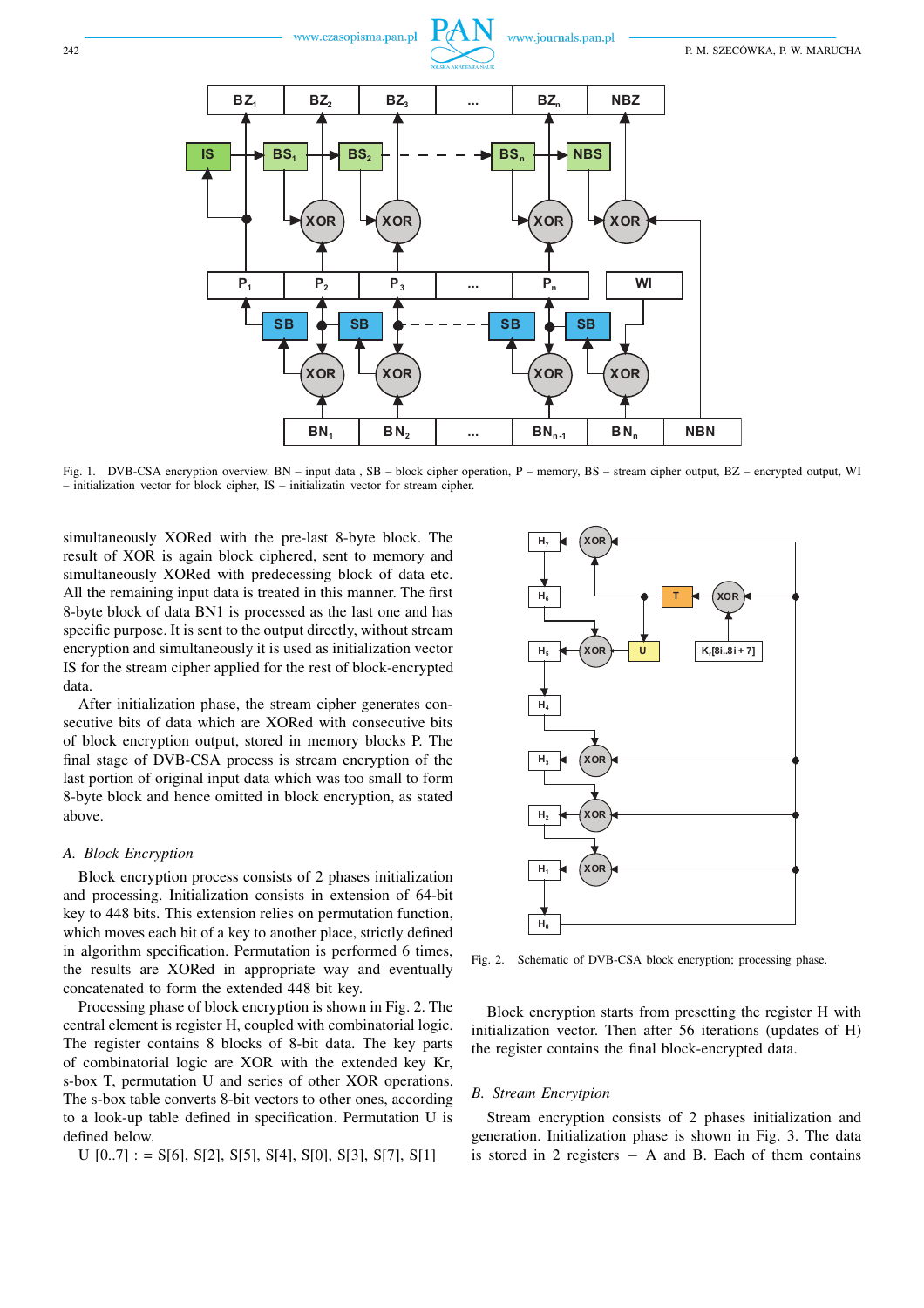Fig. 1. DVB-CSA encryption overview. BN – input data , SB – block cipher operation, P – memory, BS – stream cipher output, BZ – encrypted output, WI – initialization vector for block cipher, IS – initializatin vector for stream cipher.

simultaneously XORed with the pre-last 8-byte block. The result of XOR is again block ciphered, sent to memory and simultaneously XORed with predecessing block of data etc. All the remaining input data is treated in this manner. The first 8-byte block of data BN1 is processed as the last one and has specific purpose. It is sent to the output directly, without stream encryption and simultaneously it is used as initialization vector IS for the stream cipher applied for the rest of block-encrypted data.

After initialization phase, the stream cipher generates consecutive bits of data which are XORed with consecutive bits of block encryption output, stored in memory blocks P. The final stage of DVB-CSA process is stream encryption of the last portion of original input data which was too small to form 8-byte block and hence omitted in block encryption, as stated above.

### A. Block Encryption

Block encryption process consists of 2 phases initialization and processing. Initialization consists in extension of 64-bit key to 448 bits. This extension relies on permutation function, which moves each bit of a key to another place, strictly defined in algorithm specification. Permutation is performed 6 times, the results are XORed in appropriate way and eventually concatenated to form the extended 448 bit key.

Processing phase of block encryption is shown in Fig. 2. The central element is register H, coupled with combinatorial logic. The register contains 8 blocks of 8-bit data. The key parts of combinatorial logic are XOR with the extended key Kr, s-box T, permutation U and series of other XOR operations. The s-box table converts 8-bit vectors to other ones, according to a look-up table defined in specification. Permutation U is defined below.

U [0..7] : = S[6], S[2], S[5], S[4], S[0], S[3], S[7], S[1]

Fig. 2. Schematic of DVB-CSA block encryption; processing phase.

Block encryption starts from presetting the register H with initialization vector. Then after 56 iterations (updates of H) the register contains the final block-encrypted data.

### B. Stream Encrytpion

Stream encryption consists of 2 phases initialization and generation. Initialization phase is shown in Fig. 3. The data is stored in 2 registers – A and B. Each of them contains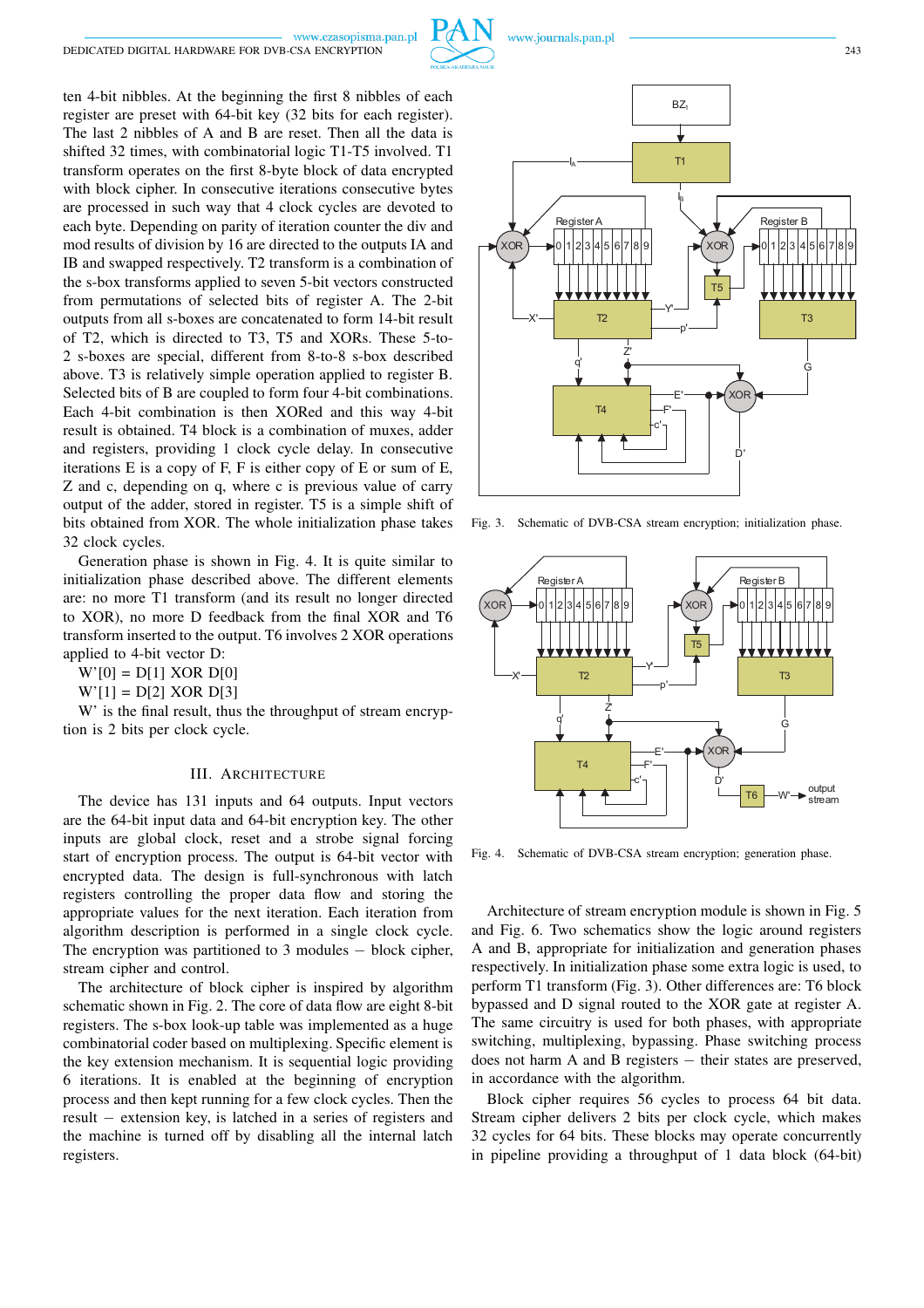ten 4-bit nibbles. At the beginning the first 8 nibbles of each register are preset with 64-bit key (32 bits for each register). The last 2 nibbles of A and B are reset. Then all the data is shifted 32 times, with combinatorial logic T1-T5 involved. T1 transform operates on the first 8-byte block of data encrypted with block cipher. In consecutive iterations consecutive bytes are processed in such way that 4 clock cycles are devoted to each byte. Depending on parity of iteration counter the div and mod results of division by 16 are directed to the outputs IA and IB and swapped respectively. T2 transform is a combination of the s-box transforms applied to seven 5-bit vectors constructed from permutations of selected bits of register A. The 2-bit outputs from all s-boxes are concatenated to form 14-bit result of T2, which is directed to T3, T5 and XORs. These 5-to-2 s-boxes are special, different from 8-to-8 s-box described above. T3 is relatively simple operation applied to register B. Selected bits of B are coupled to form four 4-bit combinations. Each 4-bit combination is then XORed and this way 4-bit result is obtained. T4 block is a combination of muxes, adder and registers, providing 1 clock cycle delay. In consecutive iterations E is a copy of F, F is either copy of E or sum of E, Z and c, depending on q, where c is previous value of carry output of the adder, stored in register. T5 is a simple shift of bits obtained from XOR. The whole initialization phase takes 32 clock cycles.

Generation phase is shown in Fig. 4. It is quite similar to initialization phase described above. The different elements are: no more T1 transform (and its result no longer directed to XOR), no more D feedback from the final XOR and T6 transform inserted to the output. T6 involves 2 XOR operations applied to 4-bit vector D:

W'[0] = D[1] XOR D[0]

W'[1] = D[2] XOR D[3]

W' is the final result, thus the throughput of stream encryption is 2 bits per clock cycle.

## III. Architecture

The device has 131 inputs and 64 outputs. Input vectors are the 64-bit input data and 64-bit encryption key. The other inputs are global clock, reset and a strobe signal forcing start of encryption process. The output is 64-bit vector with encrypted data. The design is full-synchronous with latch registers controlling the proper data flow and storing the appropriate values for the next iteration. Each iteration from algorithm description is performed in a single clock cycle. The encryption was partitioned to 3 modules – block cipher, stream cipher and control.

The architecture of block cipher is inspired by algorithm schematic shown in Fig. 2. The core of data flow are eight 8-bit registers. The s-box look-up table was implemented as a huge combinatorial coder based on multiplexing. Specific element is the key extension mechanism. It is sequential logic providing 6 iterations. It is enabled at the beginning of encryption process and then kept running for a few clock cycles. Then the result – extension key, is latched in a series of registers and the machine is turned off by disabling all the internal latch registers.

Fig. 3. Schematic of DVB-CSA stream encryption; initialization phase.

Fig. 4. Schematic of DVB-CSA stream encryption; generation phase.

Architecture of stream encryption module is shown in Fig. 5 and Fig. 6. Two schematics show the logic around registers A and B, appropriate for initialization and generation phases respectively. In initialization phase some extra logic is used, to perform T1 transform (Fig. 3). Other differences are: T6 block bypassed and D signal routed to the XOR gate at register A. The same circuitry is used for both phases, with appropriate switching, multiplexing, bypassing. Phase switching process does not harm A and B registers – their states are preserved, in accordance with the algorithm.

Block cipher requires 56 cycles to process 64 bit data. Stream cipher delivers 2 bits per clock cycle, which makes 32 cycles for 64 bits. These blocks may operate concurrently in pipeline providing a throughput of 1 data block (64-bit)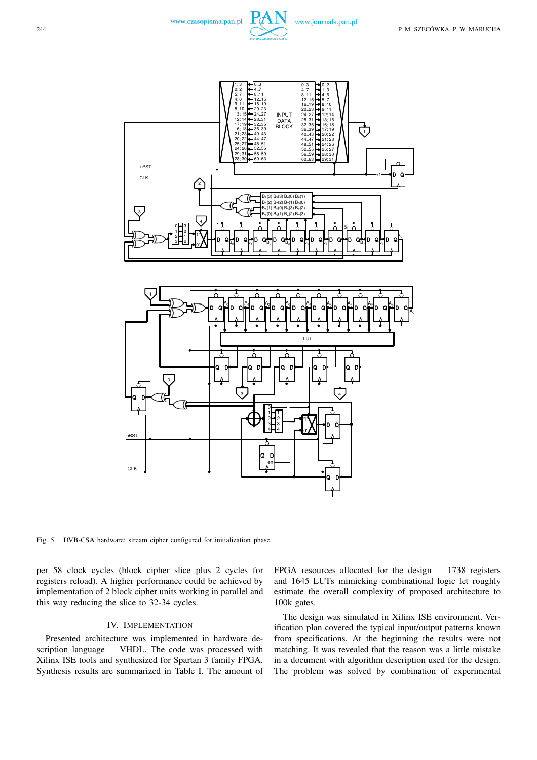Fig. 5. DVB-CSA hardware; stream cipher configured for initialization phase.

per 58 clock cycles (block cipher slice plus 2 cycles for registers reload). A higher performance could be achieved by implementation of 2 block cipher units working in parallel and this way reducing the slice to 32-34 cycles.

## IV. Implementation

Presented architecture was implemented in hardware description language – VHDL. The code was processed with Xilinx ISE tools and synthesized for Spartan 3 family FPGA. Synthesis results are summarized in Table I. The amount of FPGA resources allocated for the design – 1738 registers and 1645 LUTs mimicking combinational logic let roughly estimate the overall complexity of proposed architecture to 100k gates.

The design was simulated in Xilinx ISE environment. Verification plan covered the typical input/output patterns known from specifications. At the beginning the results were not matching. It was revealed that the reason was a little mistake in a document with algorithm description used for the design. The problem was solved by combination of experimental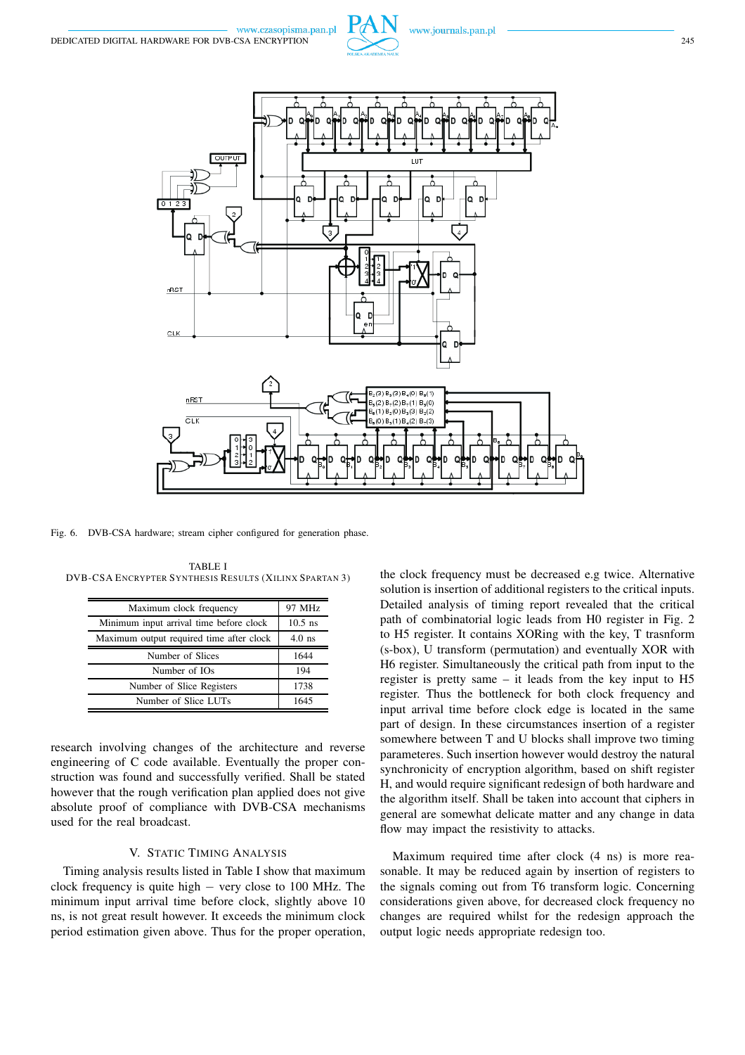Fig. 6. DVB-CSA hardware; stream cipher configured for generation phase.

TABLE I
DVB-CSA ENCRYPTER SYNTHESIS RESULTS (XILINX SPARTAN 3)

| | |
|---|---|
| Maximum clock frequency | 97 MHz |
| Minimum input arrival time before clock | 10.5 ns |
| Maximum output required time after clock | 4.0 ns |
| Number of Slices | 1644 |
| Number of IOs | 194 |
| Number of Slice Registers | 1738 |
| Number of Slice LUTs | 1645 |

research involving changes of the architecture and reverse engineering of C code available. Eventually the proper construction was found and successfully verified. Shall be stated however that the rough verification plan applied does not give absolute proof of compliance with DVB-CSA mechanisms used for the real broadcast.

## V. STATIC TIMING ANALYSIS

Timing analysis results listed in Table I show that maximum clock frequency is quite high – very close to 100 MHz. The minimum input arrival time before clock, slightly above 10 ns, is not great result however. It exceeds the minimum clock period estimation given above. Thus for the proper operation, the clock frequency must be decreased e.g twice. Alternative solution is insertion of additional registers to the critical inputs. Detailed analysis of timing report revealed that the critical path of combinatorial logic leads from H0 register in Fig. 2 to H5 register. It contains XORing with the key, T trasnform (s-box), U transform (permutation) and eventually XOR with H6 register. Simultaneously the critical path from input to the register is pretty same – it leads from the key input to H5 register. Thus the bottleneck for both clock frequency and input arrival time before clock edge is located in the same part of design. In these circumstances insertion of a register somewhere between T and U blocks shall improve two timing parameteres. Such insertion however would destroy the natural synchronicity of encryption algorithm, based on shift register H, and would require significant redesign of both hardware and the algorithm itself. Shall be taken into account that ciphers in general are somewhat delicate matter and any change in data flow may impact the resistivity to attacks.

Maximum required time after clock (4 ns) is more reasonable. It may be reduced again by insertion of registers to the signals coming out from T6 transform logic. Concerning considerations given above, for decreased clock frequency no changes are required whilst for the redesign approach the output logic needs appropriate redesign too.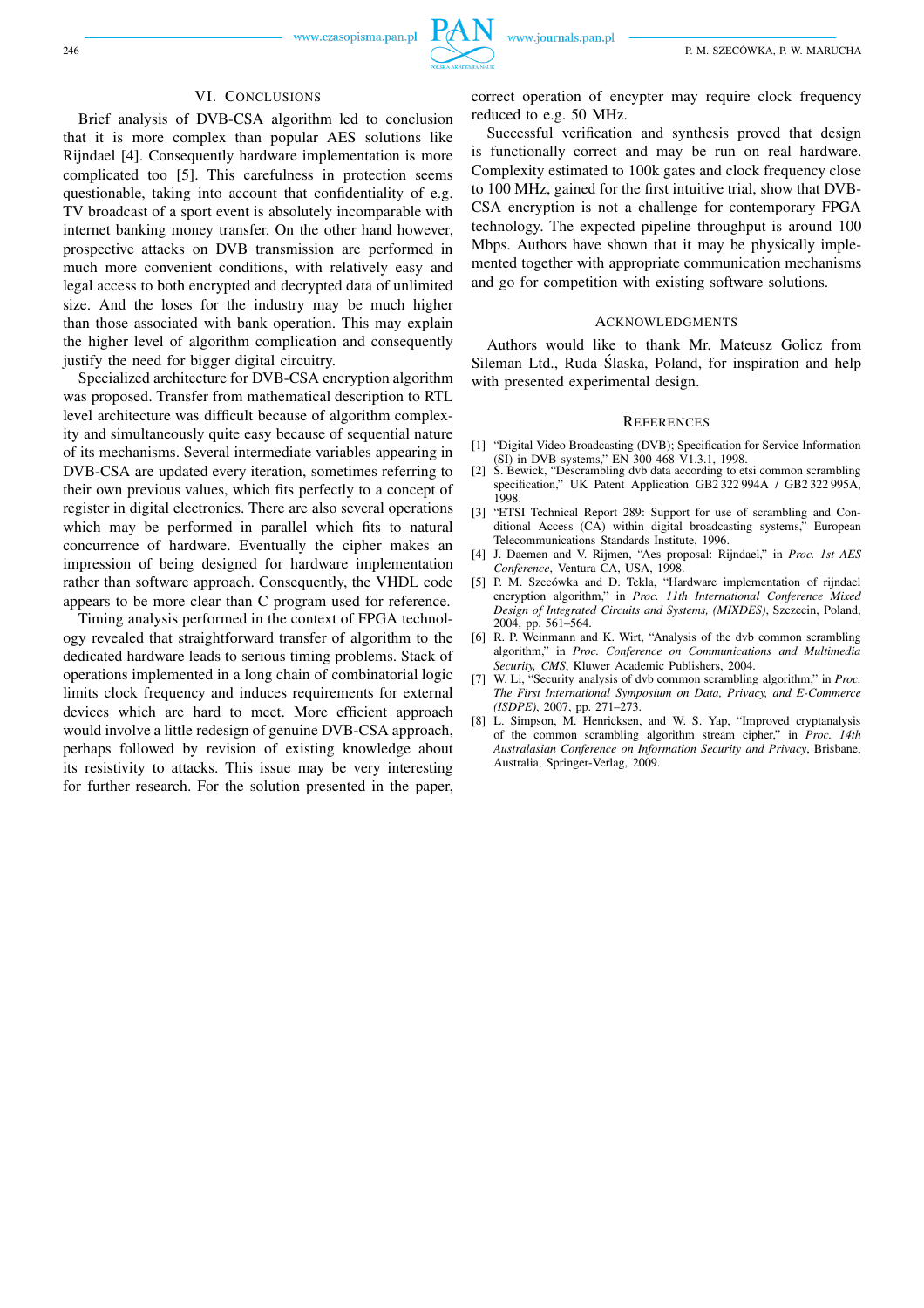## VI. CONCLUSIONS

Brief analysis of DVB-CSA algorithm led to conclusion that it is more complex than popular AES solutions like Rijndael [4]. Consequently hardware implementation is more complicated too [5]. This carefulness in protection seems questionable, taking into account that confidentiality of e.g. TV broadcast of a sport event is absolutely incomparable with internet banking money transfer. On the other hand however, prospective attacks on DVB transmission are performed in much more convenient conditions, with relatively easy and legal access to both encrypted and decrypted data of unlimited size. And the loses for the industry may be much higher than those associated with bank operation. This may explain the higher level of algorithm complication and consequently justify the need for bigger digital circuitry.

Specialized architecture for DVB-CSA encryption algorithm was proposed. Transfer from mathematical description to RTL level architecture was difficult because of algorithm complexity and simultaneously quite easy because of sequential nature of its mechanisms. Several intermediate variables appearing in DVB-CSA are updated every iteration, sometimes referring to their own previous values, which fits perfectly to a concept of register in digital electronics. There are also several operations which may be performed in parallel which fits to natural concurrence of hardware. Eventually the cipher makes an impression of being designed for hardware implementation rather than software approach. Consequently, the VHDL code appears to be more clear than C program used for reference.

Timing analysis performed in the context of FPGA technology revealed that straightforward transfer of algorithm to the dedicated hardware leads to serious timing problems. Stack of operations implemented in a long chain of combinatorial logic limits clock frequency and induces requirements for external devices which are hard to meet. More efficient approach would involve a little redesign of genuine DVB-CSA approach, perhaps followed by revision of existing knowledge about its resistivity to attacks. This issue may be very interesting for further research. For the solution presented in the paper, correct operation of encypter may require clock frequency reduced to e.g. 50 MHz.

Successful verification and synthesis proved that design is functionally correct and may be run on real hardware. Complexity estimated to 100k gates and clock frequency close to 100 MHz, gained for the first intuitive trial, show that DVB-CSA encryption is not a challenge for contemporary FPGA technology. The expected pipeline throughput is around 100 Mbps. Authors have shown that it may be physically implemented together with appropriate communication mechanisms and go for competition with existing software solutions.

## ACKNOWLEDGMENTS

Authors would like to thank Mr. Mateusz Golicz from Sileman Ltd., Ruda Śląska, Poland, for inspiration and help with presented experimental design.

## REFERENCES

[1] "Digital Video Broadcasting (DVB); Specification for Service Information (SI) in DVB systems," EN 300 468 V1.3.1, 1998.

[2] S. Bewick, "Descrambling dvb data according to etsi common scrambling specification," UK Patent Application GB2 322 994A / GB2 322 995A, 1998.

[3] "ETSI Technical Report 289: Support for use of scrambling and Conditional Access (CA) within digital broadcasting systems," European Telecommunications Standards Institute, 1996.

[4] J. Daemen and V. Rijmen, "Aes proposal: Rijndael," in *Proc. 1st AES Conference*, Ventura CA, USA, 1998.

[5] P. M. Szecówka and D. Tekla, "Hardware implementation of rijndael encryption algorithm," in *Proc. 11th International Conference Mixed Design of Integrated Circuits and Systems, (MIXDES)*, Szczecin, Poland, 2004, pp. 561–564.

[6] R. P. Weinmann and K. Wirt, "Analysis of the dvb common scrambling algorithm," in *Proc. Conference on Communications and Multimedia Security, CMS*, Kluwer Academic Publishers, 2004.

[7] W. Li, "Security analysis of dvb common scrambling algorithm," in *Proc. The First International Symposium on Data, Privacy, and E-Commerce (ISDPE)*, 2007, pp. 271–273.

[8] L. Simpson, M. Henricksen, and W. S. Yap, "Improved cryptanalysis of the common scrambling algorithm stream cipher," in *Proc. 14th Australasian Conference on Information Security and Privacy*, Brisbane, Australia, Springer-Verlag, 2009.